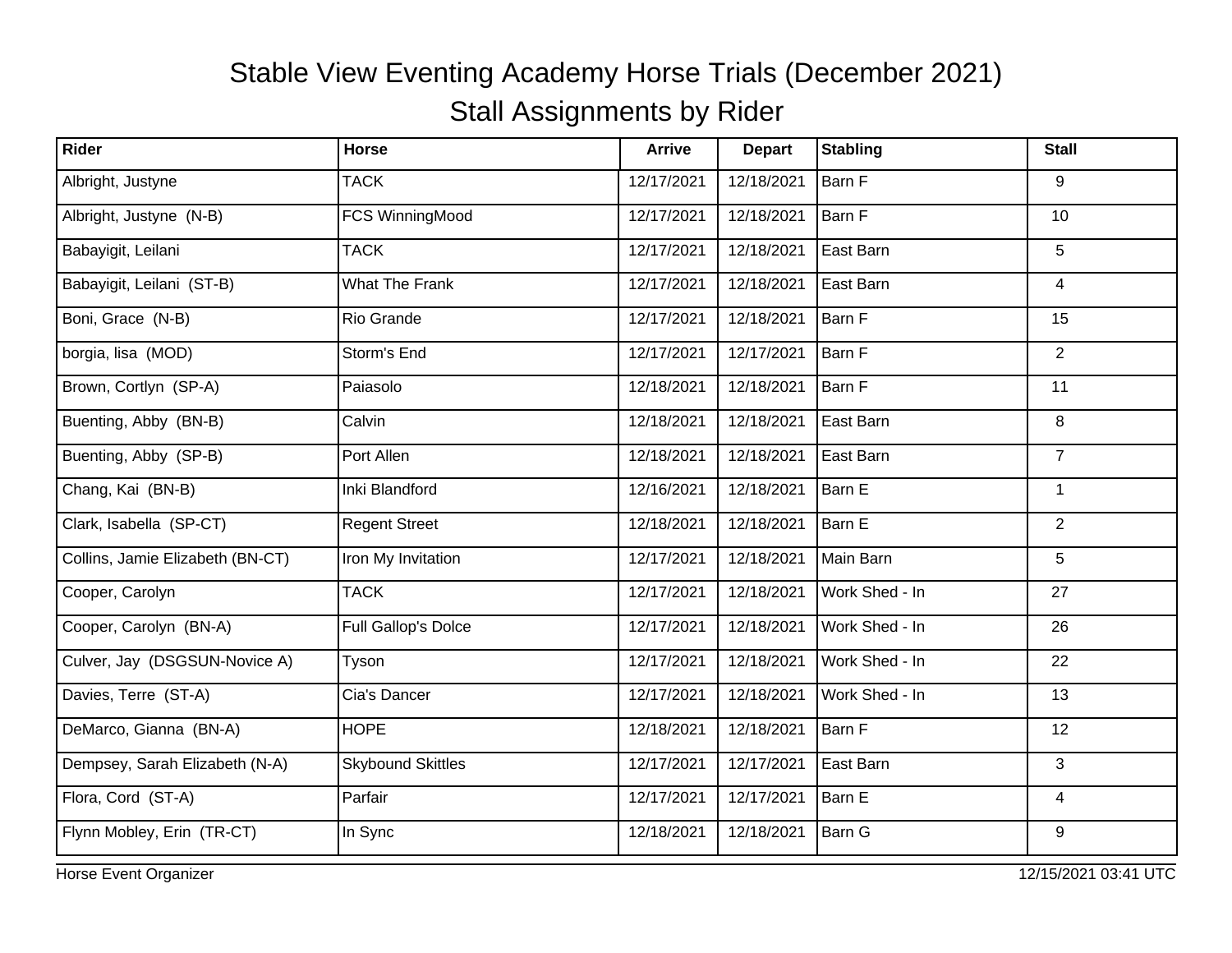# Stable View Eventing Academy Horse Trials (December 2021)

## Stall Assignments by Rider

| Rider | Horse | Arrive | Depart | Stabling | Stall |
|---|---|---|---|---|---|
| Albright, Justyne | TACK | 12/17/2021 | 12/18/2021 | Barn F | 9 |
| Albright, Justyne (N-B) | FCS WinningMood | 12/17/2021 | 12/18/2021 | Barn F | 10 |
| Babayigit, Leilani | TACK | 12/17/2021 | 12/18/2021 | East Barn | 5 |
| Babayigit, Leilani (ST-B) | What The Frank | 12/17/2021 | 12/18/2021 | East Barn | 4 |
| Boni, Grace (N-B) | Rio Grande | 12/17/2021 | 12/18/2021 | Barn F | 15 |
| borgia, lisa (MOD) | Storm's End | 12/17/2021 | 12/17/2021 | Barn F | 2 |
| Brown, Cortlyn (SP-A) | Paiasolo | 12/18/2021 | 12/18/2021 | Barn F | 11 |
| Buenting, Abby (BN-B) | Calvin | 12/18/2021 | 12/18/2021 | East Barn | 8 |
| Buenting, Abby (SP-B) | Port Allen | 12/18/2021 | 12/18/2021 | East Barn | 7 |
| Chang, Kai (BN-B) | Inki Blandford | 12/16/2021 | 12/18/2021 | Barn E | 1 |
| Clark, Isabella (SP-CT) | Regent Street | 12/18/2021 | 12/18/2021 | Barn E | 2 |
| Collins, Jamie Elizabeth (BN-CT) | Iron My Invitation | 12/17/2021 | 12/18/2021 | Main Barn | 5 |
| Cooper, Carolyn | TACK | 12/17/2021 | 12/18/2021 | Work Shed - In | 27 |
| Cooper, Carolyn (BN-A) | Full Gallop's Dolce | 12/17/2021 | 12/18/2021 | Work Shed - In | 26 |
| Culver, Jay (DSGSUN-Novice A) | Tyson | 12/17/2021 | 12/18/2021 | Work Shed - In | 22 |
| Davies, Terre (ST-A) | Cia's Dancer | 12/17/2021 | 12/18/2021 | Work Shed - In | 13 |
| DeMarco, Gianna (BN-A) | HOPE | 12/18/2021 | 12/18/2021 | Barn F | 12 |
| Dempsey, Sarah Elizabeth (N-A) | Skybound Skittles | 12/17/2021 | 12/17/2021 | East Barn | 3 |
| Flora, Cord (ST-A) | Parfair | 12/17/2021 | 12/17/2021 | Barn E | 4 |
| Flynn Mobley, Erin (TR-CT) | In Sync | 12/18/2021 | 12/18/2021 | Barn G | 9 |

Horse Event Organizer 12/15/2021 03:41 UTC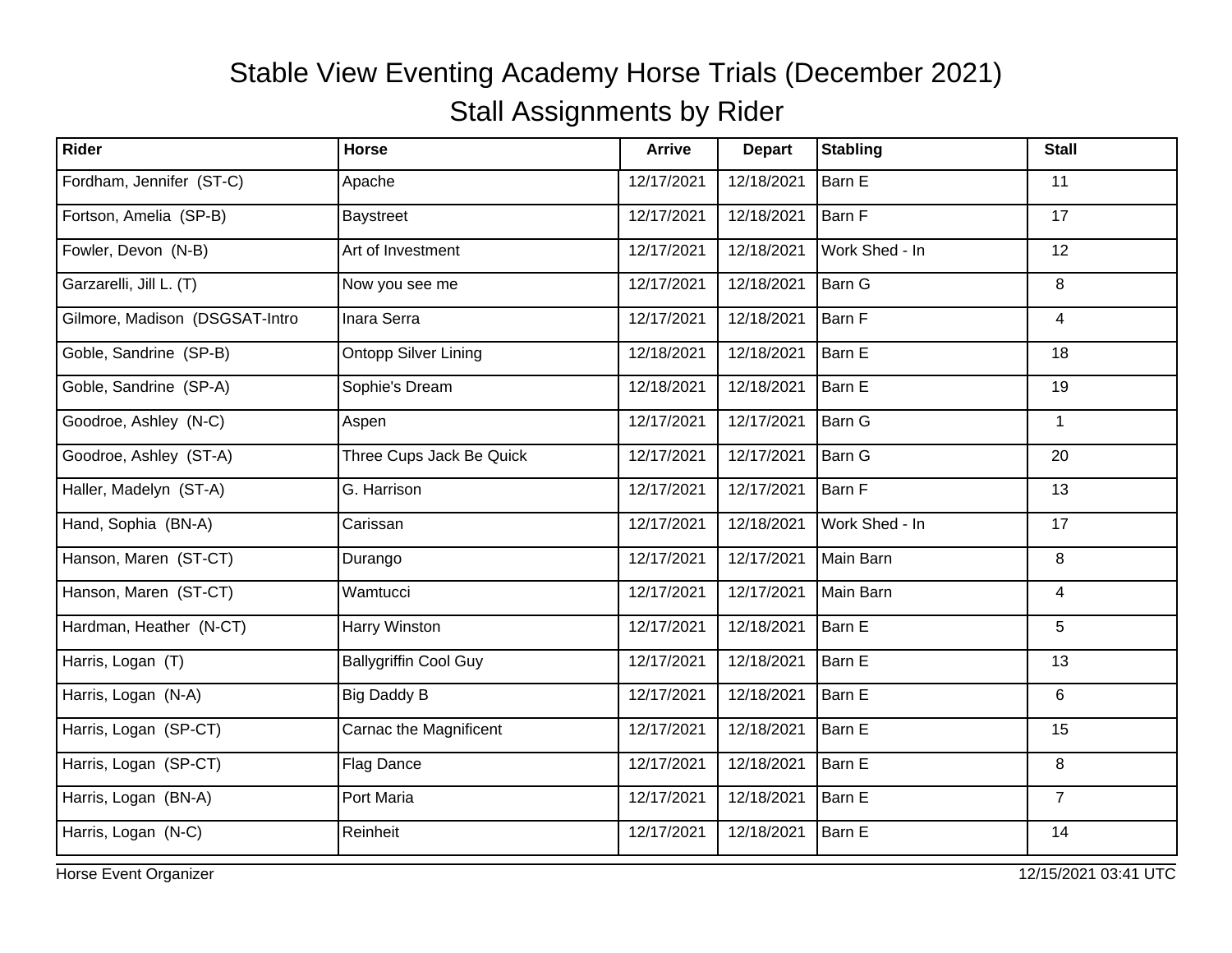# Stable View Eventing Academy Horse Trials (December 2021)

## Stall Assignments by Rider

| Rider | Horse | Arrive | Depart | Stabling | Stall |
|---|---|---|---|---|---|
| Fordham, Jennifer  (ST-C) | Apache | 12/17/2021 | 12/18/2021 | Barn E | 11 |
| Fortson, Amelia  (SP-B) | Baystreet | 12/17/2021 | 12/18/2021 | Barn F | 17 |
| Fowler, Devon  (N-B) | Art of Investment | 12/17/2021 | 12/18/2021 | Work Shed - In | 12 |
| Garzarelli, Jill L. (T) | Now you see me | 12/17/2021 | 12/18/2021 | Barn G | 8 |
| Gilmore, Madison  (DSGSAT-Intro | Inara Serra | 12/17/2021 | 12/18/2021 | Barn F | 4 |
| Goble, Sandrine  (SP-B) | Ontopp Silver Lining | 12/18/2021 | 12/18/2021 | Barn E | 18 |
| Goble, Sandrine  (SP-A) | Sophie's Dream | 12/18/2021 | 12/18/2021 | Barn E | 19 |
| Goodroe, Ashley  (N-C) | Aspen | 12/17/2021 | 12/17/2021 | Barn G | 1 |
| Goodroe, Ashley  (ST-A) | Three Cups Jack Be Quick | 12/17/2021 | 12/17/2021 | Barn G | 20 |
| Haller, Madelyn  (ST-A) | G. Harrison | 12/17/2021 | 12/17/2021 | Barn F | 13 |
| Hand, Sophia  (BN-A) | Carissan | 12/17/2021 | 12/18/2021 | Work Shed - In | 17 |
| Hanson, Maren  (ST-CT) | Durango | 12/17/2021 | 12/17/2021 | Main Barn | 8 |
| Hanson, Maren  (ST-CT) | Wamtucci | 12/17/2021 | 12/17/2021 | Main Barn | 4 |
| Hardman, Heather  (N-CT) | Harry Winston | 12/17/2021 | 12/18/2021 | Barn E | 5 |
| Harris, Logan  (T) | Ballygriffin Cool Guy | 12/17/2021 | 12/18/2021 | Barn E | 13 |
| Harris, Logan  (N-A) | Big Daddy B | 12/17/2021 | 12/18/2021 | Barn E | 6 |
| Harris, Logan  (SP-CT) | Carnac the Magnificent | 12/17/2021 | 12/18/2021 | Barn E | 15 |
| Harris, Logan  (SP-CT) | Flag Dance | 12/17/2021 | 12/18/2021 | Barn E | 8 |
| Harris, Logan  (BN-A) | Port Maria | 12/17/2021 | 12/18/2021 | Barn E | 7 |
| Harris, Logan  (N-C) | Reinheit | 12/17/2021 | 12/18/2021 | Barn E | 14 |

Horse Event Organizer — 12/15/2021 03:41 UTC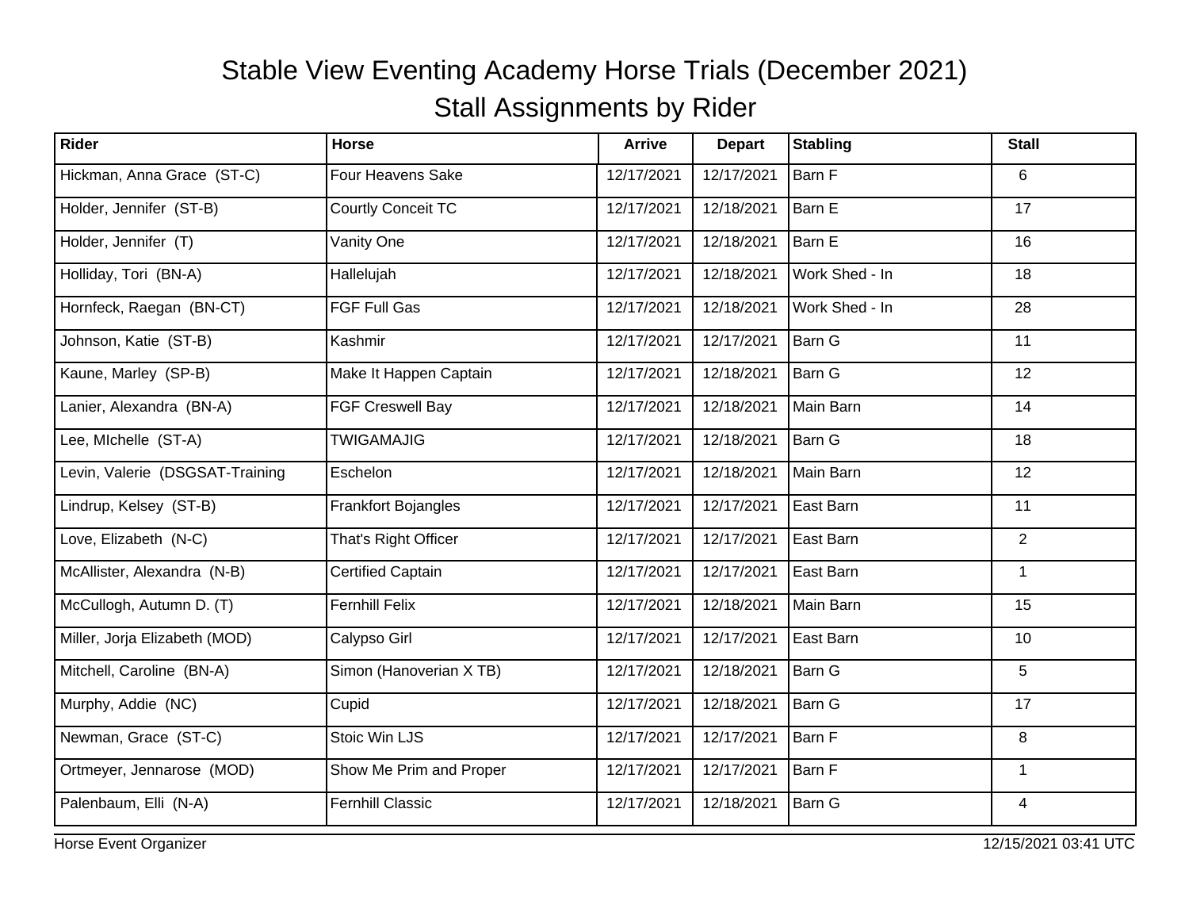# Stable View Eventing Academy Horse Trials (December 2021)

## Stall Assignments by Rider

| Rider | Horse | Arrive | Depart | Stabling | Stall |
|---|---|---|---|---|---|
| Hickman, Anna Grace (ST-C) | Four Heavens Sake | 12/17/2021 | 12/17/2021 | Barn F | 6 |
| Holder, Jennifer (ST-B) | Courtly Conceit TC | 12/17/2021 | 12/18/2021 | Barn E | 17 |
| Holder, Jennifer (T) | Vanity One | 12/17/2021 | 12/18/2021 | Barn E | 16 |
| Holliday, Tori (BN-A) | Hallelujah | 12/17/2021 | 12/18/2021 | Work Shed - In | 18 |
| Hornfeck, Raegan (BN-CT) | FGF Full Gas | 12/17/2021 | 12/18/2021 | Work Shed - In | 28 |
| Johnson, Katie (ST-B) | Kashmir | 12/17/2021 | 12/17/2021 | Barn G | 11 |
| Kaune, Marley (SP-B) | Make It Happen Captain | 12/17/2021 | 12/18/2021 | Barn G | 12 |
| Lanier, Alexandra (BN-A) | FGF Creswell Bay | 12/17/2021 | 12/18/2021 | Main Barn | 14 |
| Lee, MIchelle (ST-A) | TWIGAMAJIG | 12/17/2021 | 12/18/2021 | Barn G | 18 |
| Levin, Valerie (DSGSAT-Training | Eschelon | 12/17/2021 | 12/18/2021 | Main Barn | 12 |
| Lindrup, Kelsey (ST-B) | Frankfort Bojangles | 12/17/2021 | 12/17/2021 | East Barn | 11 |
| Love, Elizabeth (N-C) | That's Right Officer | 12/17/2021 | 12/17/2021 | East Barn | 2 |
| McAllister, Alexandra (N-B) | Certified Captain | 12/17/2021 | 12/17/2021 | East Barn | 1 |
| McCullogh, Autumn D. (T) | Fernhill Felix | 12/17/2021 | 12/18/2021 | Main Barn | 15 |
| Miller, Jorja Elizabeth (MOD) | Calypso Girl | 12/17/2021 | 12/17/2021 | East Barn | 10 |
| Mitchell, Caroline (BN-A) | Simon (Hanoverian X TB) | 12/17/2021 | 12/18/2021 | Barn G | 5 |
| Murphy, Addie (NC) | Cupid | 12/17/2021 | 12/18/2021 | Barn G | 17 |
| Newman, Grace (ST-C) | Stoic Win LJS | 12/17/2021 | 12/17/2021 | Barn F | 8 |
| Ortmeyer, Jennarose (MOD) | Show Me Prim and Proper | 12/17/2021 | 12/17/2021 | Barn F | 1 |
| Palenbaum, Elli (N-A) | Fernhill Classic | 12/17/2021 | 12/18/2021 | Barn G | 4 |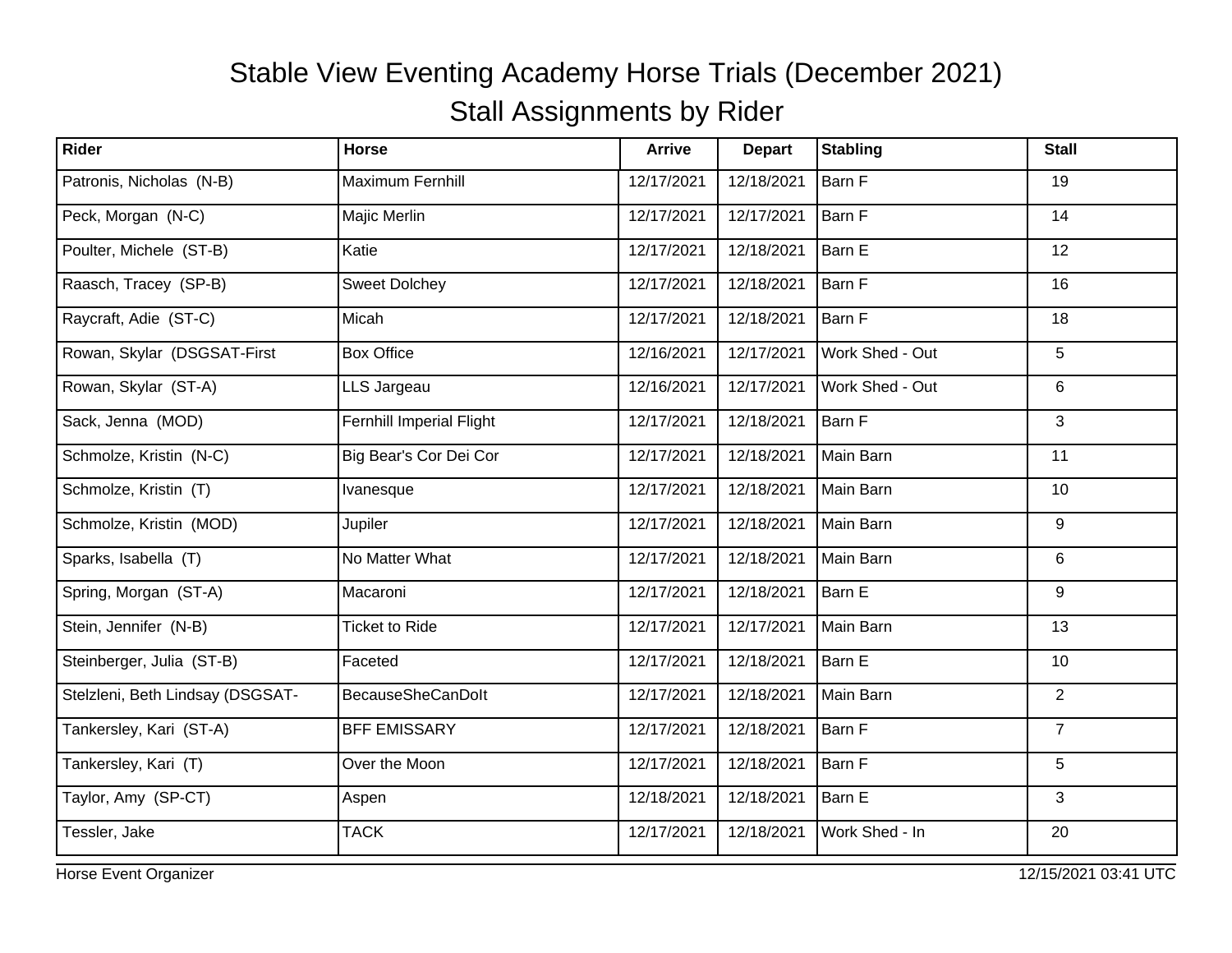# Stable View Eventing Academy Horse Trials (December 2021)

## Stall Assignments by Rider

| Rider | Horse | Arrive | Depart | Stabling | Stall |
|---|---|---|---|---|---|
| Patronis, Nicholas (N-B) | Maximum Fernhill | 12/17/2021 | 12/18/2021 | Barn F | 19 |
| Peck, Morgan (N-C) | Majic Merlin | 12/17/2021 | 12/17/2021 | Barn F | 14 |
| Poulter, Michele (ST-B) | Katie | 12/17/2021 | 12/18/2021 | Barn E | 12 |
| Raasch, Tracey (SP-B) | Sweet Dolchey | 12/17/2021 | 12/18/2021 | Barn F | 16 |
| Raycraft, Adie (ST-C) | Micah | 12/17/2021 | 12/18/2021 | Barn F | 18 |
| Rowan, Skylar (DSGSAT-First | Box Office | 12/16/2021 | 12/17/2021 | Work Shed - Out | 5 |
| Rowan, Skylar (ST-A) | LLS Jargeau | 12/16/2021 | 12/17/2021 | Work Shed - Out | 6 |
| Sack, Jenna (MOD) | Fernhill Imperial Flight | 12/17/2021 | 12/18/2021 | Barn F | 3 |
| Schmolze, Kristin (N-C) | Big Bear's Cor Dei Cor | 12/17/2021 | 12/18/2021 | Main Barn | 11 |
| Schmolze, Kristin (T) | Ivanesque | 12/17/2021 | 12/18/2021 | Main Barn | 10 |
| Schmolze, Kristin (MOD) | Jupiler | 12/17/2021 | 12/18/2021 | Main Barn | 9 |
| Sparks, Isabella (T) | No Matter What | 12/17/2021 | 12/18/2021 | Main Barn | 6 |
| Spring, Morgan (ST-A) | Macaroni | 12/17/2021 | 12/18/2021 | Barn E | 9 |
| Stein, Jennifer (N-B) | Ticket to Ride | 12/17/2021 | 12/17/2021 | Main Barn | 13 |
| Steinberger, Julia (ST-B) | Faceted | 12/17/2021 | 12/18/2021 | Barn E | 10 |
| Stelzleni, Beth Lindsay (DSGSAT- | BecauseSheCanDoIt | 12/17/2021 | 12/18/2021 | Main Barn | 2 |
| Tankersley, Kari (ST-A) | BFF EMISSARY | 12/17/2021 | 12/18/2021 | Barn F | 7 |
| Tankersley, Kari (T) | Over the Moon | 12/17/2021 | 12/18/2021 | Barn F | 5 |
| Taylor, Amy (SP-CT) | Aspen | 12/18/2021 | 12/18/2021 | Barn E | 3 |
| Tessler, Jake | TACK | 12/17/2021 | 12/18/2021 | Work Shed - In | 20 |

Horse Event Organizer 12/15/2021 03:41 UTC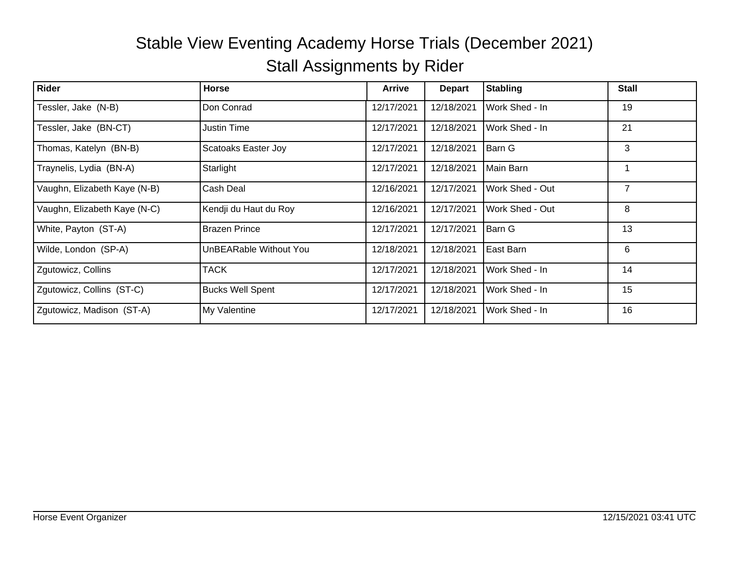# Stable View Eventing Academy Horse Trials (December 2021)

## Stall Assignments by Rider

| Rider | Horse | Arrive | Depart | Stabling | Stall |
|---|---|---|---|---|---|
| Tessler, Jake (N-B) | Don Conrad | 12/17/2021 | 12/18/2021 | Work Shed - In | 19 |
| Tessler, Jake (BN-CT) | Justin Time | 12/17/2021 | 12/18/2021 | Work Shed - In | 21 |
| Thomas, Katelyn (BN-B) | Scatoaks Easter Joy | 12/17/2021 | 12/18/2021 | Barn G | 3 |
| Traynelis, Lydia (BN-A) | Starlight | 12/17/2021 | 12/18/2021 | Main Barn | 1 |
| Vaughn, Elizabeth Kaye (N-B) | Cash Deal | 12/16/2021 | 12/17/2021 | Work Shed - Out | 7 |
| Vaughn, Elizabeth Kaye (N-C) | Kendji du Haut du Roy | 12/16/2021 | 12/17/2021 | Work Shed - Out | 8 |
| White, Payton (ST-A) | Brazen Prince | 12/17/2021 | 12/17/2021 | Barn G | 13 |
| Wilde, London (SP-A) | UnBEARable Without You | 12/18/2021 | 12/18/2021 | East Barn | 6 |
| Zgutowicz, Collins | TACK | 12/17/2021 | 12/18/2021 | Work Shed - In | 14 |
| Zgutowicz, Collins (ST-C) | Bucks Well Spent | 12/17/2021 | 12/18/2021 | Work Shed - In | 15 |
| Zgutowicz, Madison (ST-A) | My Valentine | 12/17/2021 | 12/18/2021 | Work Shed - In | 16 |